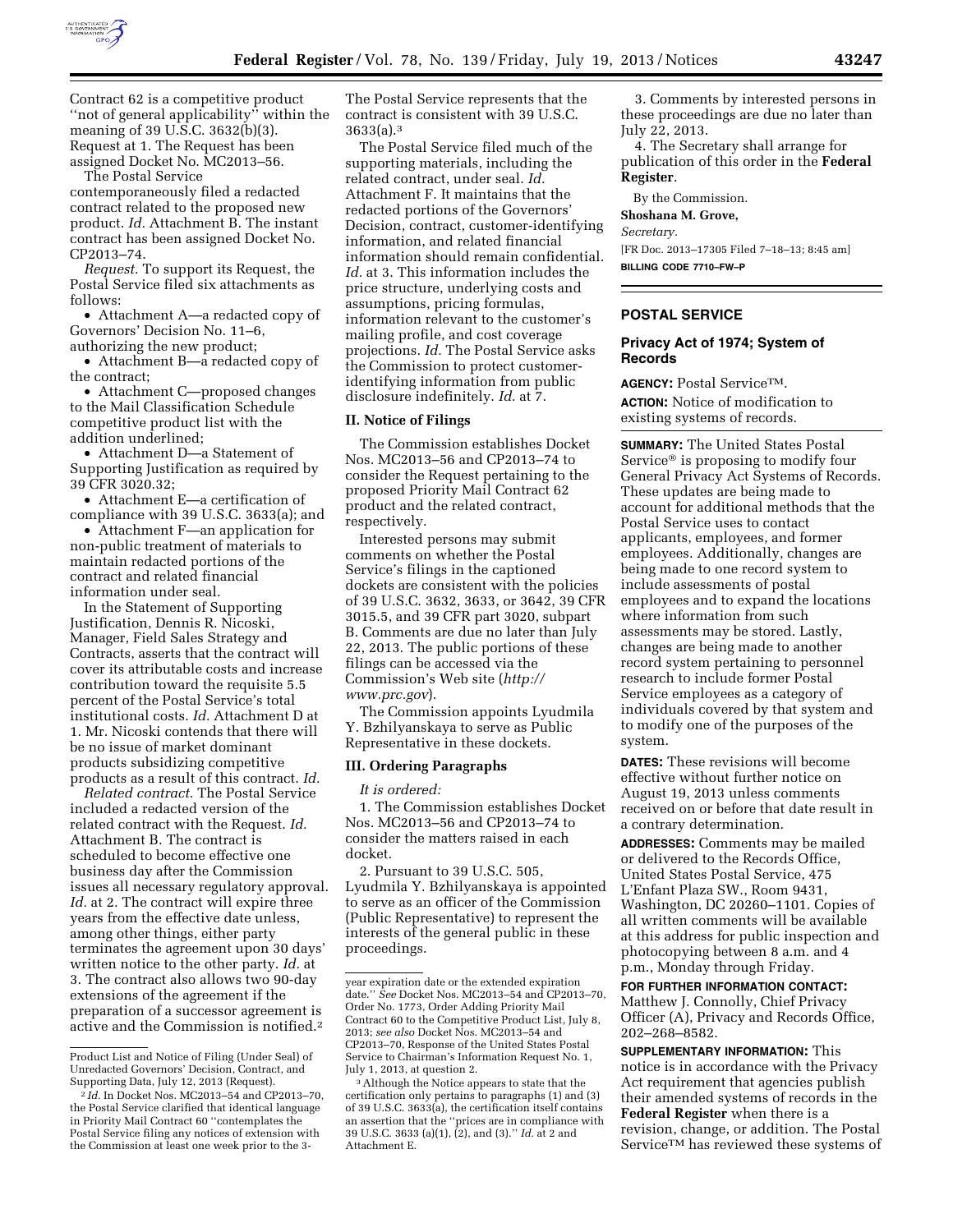Contract 62 is a competitive product ''not of general applicability'' within the meaning of 39 U.S.C. 3632(b)(3). Request at 1. The Request has been assigned Docket No. MC2013–56.

The Postal Service contemporaneously filed a redacted contract related to the proposed new product. *Id.* Attachment B. The instant contract has been assigned Docket No. CP2013–74.

*Request.* To support its Request, the Postal Service filed six attachments as follows:

- Attachment A—a redacted copy of Governors' Decision No. 11–6, authorizing the new product;
- Attachment B—a redacted copy of the contract;
- Attachment C—proposed changes to the Mail Classification Schedule competitive product list with the addition underlined;
- Attachment D—a Statement of Supporting Justification as required by 39 CFR 3020.32;
- Attachment E—a certification of compliance with 39 U.S.C. 3633(a); and
- Attachment F—an application for non-public treatment of materials to maintain redacted portions of the contract and related financial information under seal.

In the Statement of Supporting Justification, Dennis R. Nicoski, Manager, Field Sales Strategy and Contracts, asserts that the contract will cover its attributable costs and increase contribution toward the requisite 5.5 percent of the Postal Service's total institutional costs. *Id.* Attachment D at 1. Mr. Nicoski contends that there will be no issue of market dominant products subsidizing competitive products as a result of this contract. *Id.*

*Related contract.* The Postal Service included a redacted version of the related contract with the Request. *Id.* Attachment B. The contract is scheduled to become effective one business day after the Commission issues all necessary regulatory approval. *Id.* at 2. The contract will expire three years from the effective date unless, among other things, either party terminates the agreement upon 30 days' written notice to the other party. *Id.* at 3. The contract also allows two 90-day extensions of the agreement if the preparation of a successor agreement is active and the Commission is notified.[2] The Postal Service represents that the contract is consistent with 39 U.S.C. 3633(a).[3]

The Postal Service filed much of the supporting materials, including the related contract, under seal. *Id.* Attachment F. It maintains that the redacted portions of the Governors' Decision, contract, customer-identifying information, and related financial information should remain confidential. *Id.* at 3. This information includes the price structure, underlying costs and assumptions, pricing formulas, information relevant to the customer's mailing profile, and cost coverage projections. *Id.* The Postal Service asks the Commission to protect customer-identifying information from public disclosure indefinitely. *Id.* at 7.

## II. Notice of Filings

The Commission establishes Docket Nos. MC2013–56 and CP2013–74 to consider the Request pertaining to the proposed Priority Mail Contract 62 product and the related contract, respectively.

Interested persons may submit comments on whether the Postal Service's filings in the captioned dockets are consistent with the policies of 39 U.S.C. 3632, 3633, or 3642, 39 CFR 3015.5, and 39 CFR part 3020, subpart B. Comments are due no later than July 22, 2013. The public portions of these filings can be accessed via the Commission's Web site (*http://www.prc.gov*).

The Commission appoints Lyudmila Y. Bzhilyanskaya to serve as Public Representative in these dockets.

## III. Ordering Paragraphs

*It is ordered:*

1. The Commission establishes Docket Nos. MC2013–56 and CP2013–74 to consider the matters raised in each docket.

2. Pursuant to 39 U.S.C. 505, Lyudmila Y. Bzhilyanskaya is appointed to serve as an officer of the Commission (Public Representative) to represent the interests of the general public in these proceedings.

3. Comments by interested persons in these proceedings are due no later than July 22, 2013.

4. The Secretary shall arrange for publication of this order in the **Federal Register**.

By the Commission.

**Shoshana M. Grove,**

*Secretary.*

[FR Doc. 2013–17305 Filed 7–18–13; 8:45 am]

**BILLING CODE 7710–FW–P**

---

Product List and Notice of Filing (Under Seal) of Unredacted Governors' Decision, Contract, and Supporting Data, July 12, 2013 (Request).

[2] *Id.* In Docket Nos. MC2013–54 and CP2013–70, the Postal Service clarified that identical language in Priority Mail Contract 60 ''contemplates the Postal Service filing any notices of extension with the Commission at least one week prior to the 3-year expiration date or the extended expiration date.'' *See* Docket Nos. MC2013–54 and CP2013–70, Order No. 1773, Order Adding Priority Mail Contract 60 to the Competitive Product List, July 8, 2013; *see also* Docket Nos. MC2013–54 and CP2013–70, Response of the United States Postal Service to Chairman's Information Request No. 1, July 1, 2013, at question 2.

[3] Although the Notice appears to state that the certification only pertains to paragraphs (1) and (3) of 39 U.S.C. 3633(a), the certification itself contains an assertion that the ''prices are in compliance with 39 U.S.C. 3633 (a)(1), (2), and (3).'' *Id.* at 2 and Attachment E.

---

## POSTAL SERVICE

### Privacy Act of 1974; System of Records

**AGENCY:** Postal Service™.

**ACTION:** Notice of modification to existing systems of records.

**SUMMARY:** The United States Postal Service® is proposing to modify four General Privacy Act Systems of Records. These updates are being made to account for additional methods that the Postal Service uses to contact applicants, employees, and former employees. Additionally, changes are being made to one record system to include assessments of postal employees and to expand the locations where information from such assessments may be stored. Lastly, changes are being made to another record system pertaining to personnel research to include former Postal Service employees as a category of individuals covered by that system and to modify one of the purposes of the system.

**DATES:** These revisions will become effective without further notice on August 19, 2013 unless comments received on or before that date result in a contrary determination.

**ADDRESSES:** Comments may be mailed or delivered to the Records Office, United States Postal Service, 475 L'Enfant Plaza SW., Room 9431, Washington, DC 20260–1101. Copies of all written comments will be available at this address for public inspection and photocopying between 8 a.m. and 4 p.m., Monday through Friday.

**FOR FURTHER INFORMATION CONTACT:** Matthew J. Connolly, Chief Privacy Officer (A), Privacy and Records Office, 202–268–8582.

**SUPPLEMENTARY INFORMATION:** This notice is in accordance with the Privacy Act requirement that agencies publish their amended systems of records in the **Federal Register** when there is a revision, change, or addition. The Postal Service™ has reviewed these systems of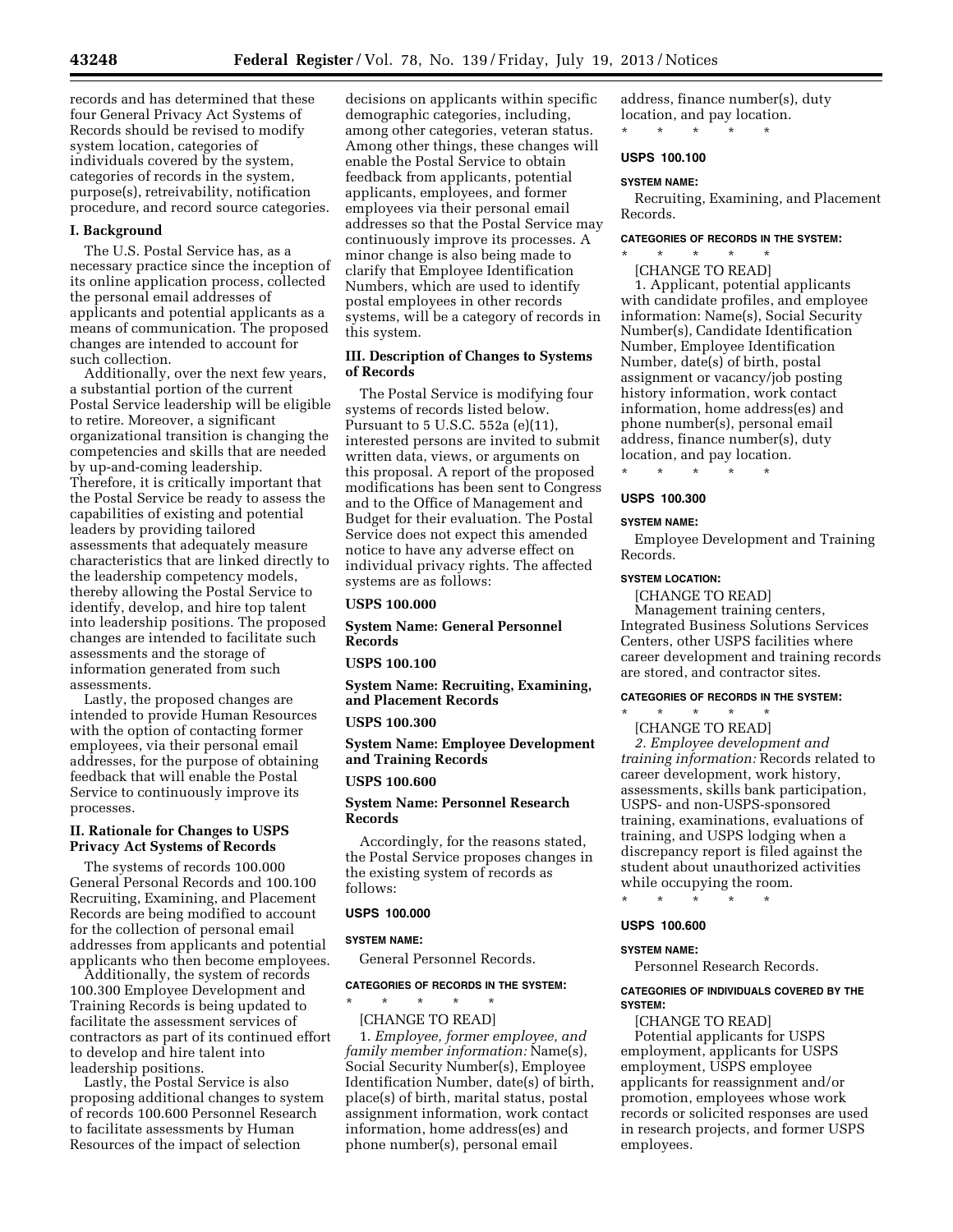records and has determined that these four General Privacy Act Systems of Records should be revised to modify system location, categories of individuals covered by the system, categories of records in the system, purpose(s), retreivability, notification procedure, and record source categories.

## I. Background

The U.S. Postal Service has, as a necessary practice since the inception of its online application process, collected the personal email addresses of applicants and potential applicants as a means of communication. The proposed changes are intended to account for such collection.

Additionally, over the next few years, a substantial portion of the current Postal Service leadership will be eligible to retire. Moreover, a significant organizational transition is changing the competencies and skills that are needed by up-and-coming leadership. Therefore, it is critically important that the Postal Service be ready to assess the capabilities of existing and potential leaders by providing tailored assessments that adequately measure characteristics that are linked directly to the leadership competency models, thereby allowing the Postal Service to identify, develop, and hire top talent into leadership positions. The proposed changes are intended to facilitate such assessments and the storage of information generated from such assessments.

Lastly, the proposed changes are intended to provide Human Resources with the option of contacting former employees, via their personal email addresses, for the purpose of obtaining feedback that will enable the Postal Service to continuously improve its processes.

## II. Rationale for Changes to USPS Privacy Act Systems of Records

The systems of records 100.000 General Personal Records and 100.100 Recruiting, Examining, and Placement Records are being modified to account for the collection of personal email addresses from applicants and potential applicants who then become employees.

Additionally, the system of records 100.300 Employee Development and Training Records is being updated to facilitate the assessment services of contractors as part of its continued effort to develop and hire talent into leadership positions.

Lastly, the Postal Service is also proposing additional changes to system of records 100.600 Personnel Research to facilitate assessments by Human Resources of the impact of selection decisions on applicants within specific demographic categories, including, among other categories, veteran status. Among other things, these changes will enable the Postal Service to obtain feedback from applicants, potential applicants, employees, and former employees via their personal email addresses so that the Postal Service may continuously improve its processes. A minor change is also being made to clarify that Employee Identification Numbers, which are used to identify postal employees in other records systems, will be a category of records in this system.

## III. Description of Changes to Systems of Records

The Postal Service is modifying four systems of records listed below. Pursuant to 5 U.S.C. 552a (e)(11), interested persons are invited to submit written data, views, or arguments on this proposal. A report of the proposed modifications has been sent to Congress and to the Office of Management and Budget for their evaluation. The Postal Service does not expect this amended notice to have any adverse effect on individual privacy rights. The affected systems are as follows:

**USPS 100.000**

**System Name: General Personnel Records**

**USPS 100.100**

**System Name: Recruiting, Examining, and Placement Records**

**USPS 100.300**

**System Name: Employee Development and Training Records**

**USPS 100.600**

**System Name: Personnel Research Records**

Accordingly, for the reasons stated, the Postal Service proposes changes in the existing system of records as follows:

### USPS 100.000

**SYSTEM NAME:**

General Personnel Records.

**CATEGORIES OF RECORDS IN THE SYSTEM:**

\* \* \* \* \*

[CHANGE TO READ]

1. *Employee, former employee, and family member information:* Name(s), Social Security Number(s), Employee Identification Number, date(s) of birth, place(s) of birth, marital status, postal assignment information, work contact information, home address(es) and phone number(s), personal email address, finance number(s), duty location, and pay location.

\* \* \* \* \*

### USPS 100.100

**SYSTEM NAME:**

Recruiting, Examining, and Placement Records.

**CATEGORIES OF RECORDS IN THE SYSTEM:**

\* \* \* \* \*

[CHANGE TO READ]

1. Applicant, potential applicants with candidate profiles, and employee information: Name(s), Social Security Number(s), Candidate Identification Number, Employee Identification Number, date(s) of birth, postal assignment or vacancy/job posting history information, work contact information, home address(es) and phone number(s), personal email address, finance number(s), duty location, and pay location.

\* \* \* \* \*

### USPS 100.300

**SYSTEM NAME:**

Employee Development and Training Records.

**SYSTEM LOCATION:**

[CHANGE TO READ]

Management training centers, Integrated Business Solutions Services Centers, other USPS facilities where career development and training records are stored, and contractor sites.

**CATEGORIES OF RECORDS IN THE SYSTEM:**

\* \* \* \* \*

[CHANGE TO READ]

2. *Employee development and training information:* Records related to career development, work history, assessments, skills bank participation, USPS- and non-USPS-sponsored training, examinations, evaluations of training, and USPS lodging when a discrepancy report is filed against the student about unauthorized activities while occupying the room.

\* \* \* \* \*

### USPS 100.600

**SYSTEM NAME:**

Personnel Research Records.

**CATEGORIES OF INDIVIDUALS COVERED BY THE SYSTEM:**

[CHANGE TO READ]

Potential applicants for USPS employment, applicants for USPS employment, USPS employee applicants for reassignment and/or promotion, employees whose work records or solicited responses are used in research projects, and former USPS employees.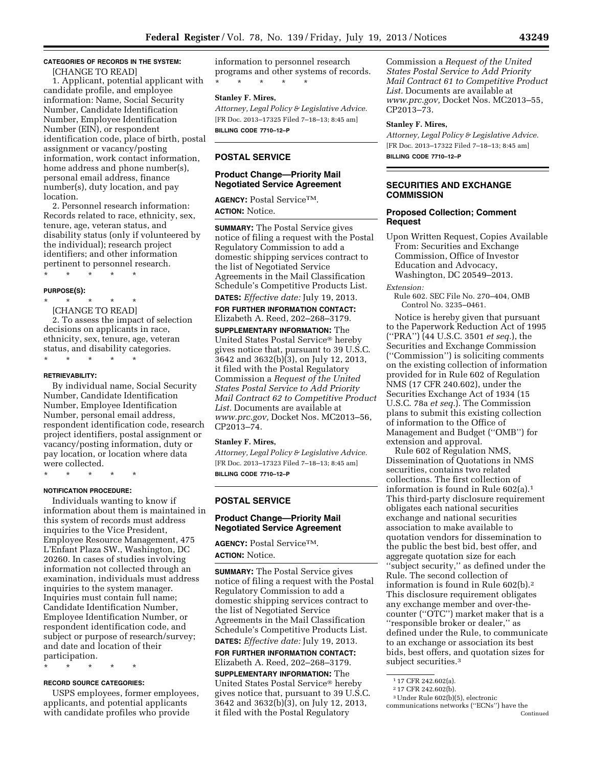**CATEGORIES OF RECORDS IN THE SYSTEM:**

[CHANGE TO READ]

1. Applicant, potential applicant with candidate profile, and employee information: Name, Social Security Number, Candidate Identification Number, Employee Identification Number (EIN), or respondent identification code, place of birth, postal assignment or vacancy/posting information, work contact information, home address and phone number(s), personal email address, finance number(s), duty location, and pay location.

2. Personnel research information: Records related to race, ethnicity, sex, tenure, age, veteran status, and disability status (only if volunteered by the individual); research project identifiers; and other information pertinent to personnel research.

\* \* \* \* \*

**PURPOSE(S):**

\* \* \* \* \*

[CHANGE TO READ]

2. To assess the impact of selection decisions on applicants in race, ethnicity, sex, tenure, age, veteran status, and disability categories.

\* \* \* \* \*

**RETRIEVABILITY:**

By individual name, Social Security Number, Candidate Identification Number, Employee Identification Number, personal email address, respondent identification code, research project identifiers, postal assignment or vacancy/posting information, duty or pay location, or location where data were collected.

\* \* \* \* \*

**NOTIFICATION PROCEDURE:**

Individuals wanting to know if information about them is maintained in this system of records must address inquiries to the Vice President, Employee Resource Management, 475 L'Enfant Plaza SW., Washington, DC 20260. In cases of studies involving information not collected through an examination, individuals must address inquiries to the system manager. Inquiries must contain full name; Candidate Identification Number, Employee Identification Number, or respondent identification code, and subject or purpose of research/survey; and date and location of their participation.

\* \* \* \* \*

**RECORD SOURCE CATEGORIES:**

USPS employees, former employees, applicants, and potential applicants with candidate profiles who provide information to personnel research programs and other systems of records.

\* \* \* \* \*

**Stanley F. Mires,**

*Attorney, Legal Policy & Legislative Advice.*

[FR Doc. 2013–17325 Filed 7–18–13; 8:45 am]

**BILLING CODE 7710–12–P**

## POSTAL SERVICE

### Product Change—Priority Mail Negotiated Service Agreement

**AGENCY:** Postal Service™.

**ACTION:** Notice.

**SUMMARY:** The Postal Service gives notice of filing a request with the Postal Regulatory Commission to add a domestic shipping services contract to the list of Negotiated Service Agreements in the Mail Classification Schedule's Competitive Products List.

**DATES:** *Effective date:* July 19, 2013.

**FOR FURTHER INFORMATION CONTACT:** Elizabeth A. Reed, 202–268–3179.

**SUPPLEMENTARY INFORMATION:** The United States Postal Service® hereby gives notice that, pursuant to 39 U.S.C. 3642 and 3632(b)(3), on July 12, 2013, it filed with the Postal Regulatory Commission a *Request of the United States Postal Service to Add Priority Mail Contract 62 to Competitive Product List.* Documents are available at *www.prc.gov,* Docket Nos. MC2013–56, CP2013–74.

**Stanley F. Mires,**

*Attorney, Legal Policy & Legislative Advice.*

[FR Doc. 2013–17323 Filed 7–18–13; 8:45 am]

**BILLING CODE 7710–12–P**

## POSTAL SERVICE

### Product Change—Priority Mail Negotiated Service Agreement

**AGENCY:** Postal Service™.

**ACTION:** Notice.

**SUMMARY:** The Postal Service gives notice of filing a request with the Postal Regulatory Commission to add a domestic shipping services contract to the list of Negotiated Service Agreements in the Mail Classification Schedule's Competitive Products List.

**DATES:** *Effective date:* July 19, 2013.

**FOR FURTHER INFORMATION CONTACT:** Elizabeth A. Reed, 202–268–3179.

**SUPPLEMENTARY INFORMATION:** The United States Postal Service® hereby gives notice that, pursuant to 39 U.S.C. 3642 and 3632(b)(3), on July 12, 2013, it filed with the Postal Regulatory Commission a *Request of the United States Postal Service to Add Priority Mail Contract 61 to Competitive Product List.* Documents are available at *www.prc.gov,* Docket Nos. MC2013–55, CP2013–73.

**Stanley F. Mires,**

*Attorney, Legal Policy & Legislative Advice.*

[FR Doc. 2013–17322 Filed 7–18–13; 8:45 am]

**BILLING CODE 7710–12–P**

## SECURITIES AND EXCHANGE COMMISSION

### Proposed Collection; Comment Request

Upon Written Request, Copies Available From: Securities and Exchange Commission, Office of Investor Education and Advocacy, Washington, DC 20549–2013.

*Extension:*

Rule 602. SEC File No. 270–404, OMB Control No. 3235–0461.

Notice is hereby given that pursuant to the Paperwork Reduction Act of 1995 (''PRA'') (44 U.S.C. 3501 *et seq.*), the Securities and Exchange Commission (''Commission'') is soliciting comments on the existing collection of information provided for in Rule 602 of Regulation NMS (17 CFR 240.602), under the Securities Exchange Act of 1934 (15 U.S.C. 78a *et seq.*). The Commission plans to submit this existing collection of information to the Office of Management and Budget (''OMB'') for extension and approval.

Rule 602 of Regulation NMS, Dissemination of Quotations in NMS securities, contains two related collections. The first collection of information is found in Rule 602(a).[1] This third-party disclosure requirement obligates each national securities exchange and national securities association to make available to quotation vendors for dissemination to the public the best bid, best offer, and aggregate quotation size for each ''subject security,'' as defined under the Rule. The second collection of information is found in Rule 602(b).[2] This disclosure requirement obligates any exchange member and over-the-counter (''OTC'') market maker that is a ''responsible broker or dealer,'' as defined under the Rule, to communicate to an exchange or association its best bids, best offers, and quotation sizes for subject securities.[3]

[1] 17 CFR 242.602(a).

[2] 17 CFR 242.602(b).

[3] Under Rule 602(b)(5), electronic communications networks (''ECNs'') have the

Continued